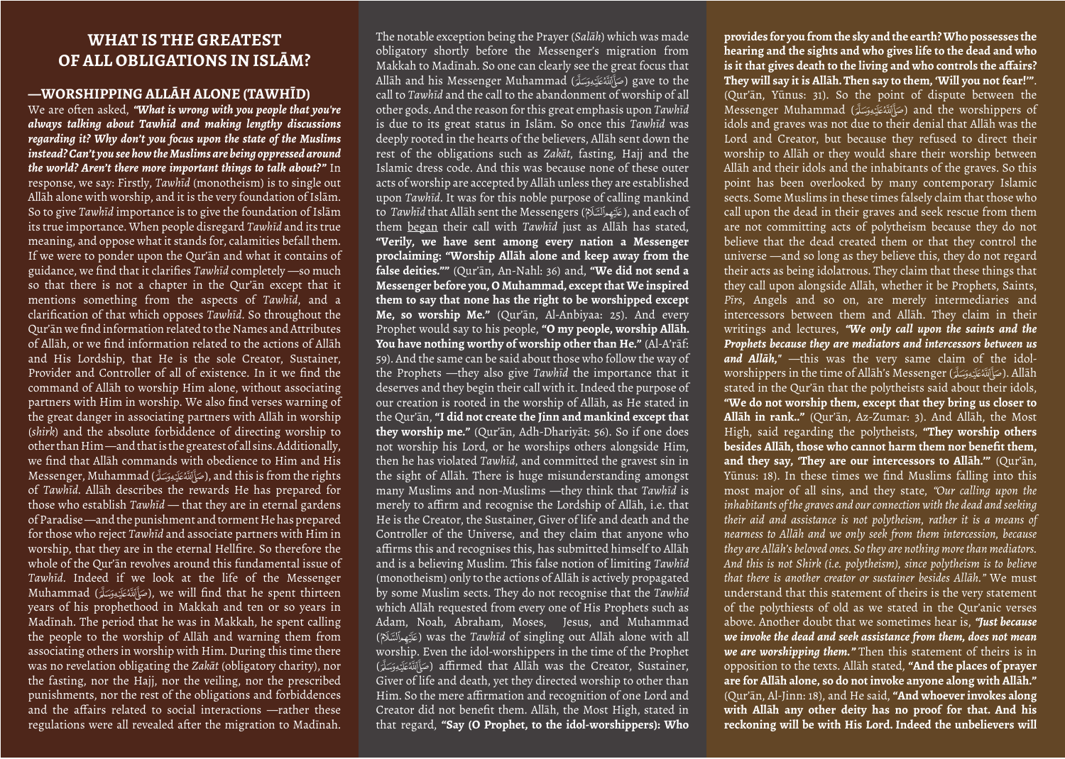# WHAT IS THE GREATEST OF ALL OBLIGATIONS IN ISLĀM?

## —WORSHIPPING ALLĀH ALONE (TAWḤĪD)

We are often asked, ***"What is wrong with you people that you're always talking about Tawḥīd and making lengthy discussions regarding it? Why don't you focus upon the state of the Muslims instead? Can't you see how the Muslims are being oppressed around the world? Aren't there more important things to talk about?"*** In response, we say: Firstly, *Tawḥīd* (monotheism) is to single out Allāh alone with worship, and it is the very foundation of Islām. So to give *Tawḥīd* importance is to give the foundation of Islām its true importance. When people disregard *Tawḥīd* and its true meaning, and oppose what it stands for, calamities befall them. If we were to ponder upon the Qur'ān and what it contains of guidance, we find that it clarifies *Tawḥīd* completely —so much so that there is not a chapter in the Qur'ān except that it mentions something from the aspects of *Tawḥīd*, and a clarification of that which opposes *Tawḥīd*. So throughout the Qur'ān we find information related to the Names and Attributes of Allāh, or we find information related to the actions of Allāh and His Lordship, that He is the sole Creator, Sustainer, Provider and Controller of all of existence. In it we find the command of Allāh to worship Him alone, without associating partners with Him in worship. We also find verses warning of the great danger in associating partners with Allāh in worship (*shirk*) and the absolute forbiddence of directing worship to other than Him—and that is the greatest of all sins. Additionally, we find that Allāh commands with obedience to Him and His Messenger, Muhammad (صَلَّىٰ ٱللَّهُ عَلَيْهِ وَسَلَّمَ), and this is from the rights of *Tawḥīd*. Allāh describes the rewards He has prepared for those who establish *Tawḥīd* — that they are in eternal gardens of Paradise—and the punishment and torment He has prepared for those who reject *Tawḥīd* and associate partners with Him in worship, that they are in the eternal Hellfire. So therefore the whole of the Qur'ān revolves around this fundamental issue of *Tawḥīd*. Indeed if we look at the life of the Messenger Muhammad (صَلَّىٰ ٱللَّهُ عَلَيْهِ وَسَلَّمَ), we will find that he spent thirteen years of his prophethood in Makkah and ten or so years in Madīnah. The period that he was in Makkah, he spent calling the people to the worship of Allāh and warning them from associating others in worship with Him. During this time there was no revelation obligating the *Zakāt* (obligatory charity), nor the fasting, nor the Hajj, nor the veiling, nor the prescribed punishments, nor the rest of the obligations and forbiddences and the affairs related to social interactions —rather these regulations were all revealed after the migration to Madīnah. The notable exception being the Prayer (*Salāh*) which was made obligatory shortly before the Messenger's migration from Makkah to Madīnah. So one can clearly see the great focus that Allāh and his Messenger Muhammad (صَلَّىٰ ٱللَّهُ عَلَيْهِ وَسَلَّمَ) gave to the call to *Tawḥīd* and the call to the abandonment of worship of all other gods. And the reason for this great emphasis upon *Tawḥīd* is due to its great status in Islām. So once this *Tawḥīd* was deeply rooted in the hearts of the believers, Allāh sent down the rest of the obligations such as *Zakāt*, fasting, Hajj and the Islamic dress code. And this was because none of these outer acts of worship are accepted by Allāh unless they are established upon *Tawḥīd*. It was for this noble purpose of calling mankind to *Tawḥīd* that Allāh sent the Messengers (عَلَيْهِمُ ٱلسَّلَامُ), and each of them began their call with *Tawḥīd* just as Allāh has stated, **"Verily, we have sent among every nation a Messenger proclaiming: "Worship Allāh alone and keep away from the false deities.""** (Qur'ān, An-Nahl: 36) and, **"We did not send a Messenger before you, O Muhammad, except that We inspired them to say that none has the right to be worshipped except Me, so worship Me."** (Qur'ān, Al-Anbiyaa: 25). And every Prophet would say to his people, **"O my people, worship Allāh. You have nothing worthy of worship other than He."** (Al-A'rāf: 59). And the same can be said about those who follow the way of the Prophets —they also give *Tawḥīd* the importance that it deserves and they begin their call with it. Indeed the purpose of our creation is rooted in the worship of Allāh, as He stated in the Qur'ān, **"I did not create the Jinn and mankind except that they worship me."** (Qur'ān, Adh-Dhariyāt: 56). So if one does not worship his Lord, or he worships others alongside Him, then he has violated *Tawḥīd*, and committed the gravest sin in the sight of Allāh. There is huge misunderstanding amongst many Muslims and non-Muslims —they think that *Tawḥīd* is merely to affirm and recognise the Lordship of Allāh, i.e. that He is the Creator, the Sustainer, Giver of life and death and the Controller of the Universe, and they claim that anyone who affirms this and recognises this, has submitted himself to Allāh and is a believing Muslim. This false notion of limiting *Tawḥīd* (monotheism) only to the actions of Allāh is actively propagated by some Muslim sects. They do not recognise that the *Tawḥīd* which Allāh requested from every one of His Prophets such as Adam, Noah, Abraham, Moses, Jesus, and Muhammad (عَلَيْهِمُ ٱلسَّلَامُ) was the *Tawḥīd* of singling out Allāh alone with all worship. Even the idol-worshippers in the time of the Prophet (صَلَّىٰ ٱللَّهُ عَلَيْهِ وَسَلَّمَ) affirmed that Allāh was the Creator, Sustainer, Giver of life and death, yet they directed worship to other than Him. So the mere affirmation and recognition of one Lord and Creator did not benefit them. Allāh, the Most High, stated in that regard, **"Say (O Prophet, to the idol-worshippers): Who provides for you from the sky and the earth? Who possesses the hearing and the sights and who gives life to the dead and who is it that gives death to the living and who controls the affairs? They will say it is Allāh. Then say to them, 'Will you not fear!'"**. (Qur'ān, Yūnus: 31). So the point of dispute between the Messenger Muhammad (صَلَّىٰ ٱللَّهُ عَلَيْهِ وَسَلَّمَ) and the worshippers of idols and graves was not due to their denial that Allāh was the Lord and Creator, but because they refused to direct their worship to Allāh or they would share their worship between Allāh and their idols and the inhabitants of the graves. So this point has been overlooked by many contemporary Islamic sects. Some Muslims in these times falsely claim that those who call upon the dead in their graves and seek rescue from them are not committing acts of polytheism because they do not believe that the dead created them or that they control the universe —and so long as they believe this, they do not regard their acts as being idolatrous. They claim that these things that they call upon alongside Allāh, whether it be Prophets, Saints, *Pīrs*, Angels and so on, are merely intermediaries and intercessors between them and Allāh. They claim in their writings and lectures, ***"We only call upon the saints and the Prophets because they are mediators and intercessors between us and Allāh,"*** —this was the very same claim of the idol-worshippers in the time of Allāh's Messenger (صَلَّىٰ ٱللَّهُ عَلَيْهِ وَسَلَّمَ). Allāh stated in the Qur'ān that the polytheists said about their idols, **"We do not worship them, except that they bring us closer to Allāh in rank.."** (Qur'ān, Az-Zumar: 3). And Allāh, the Most High, said regarding the polytheists, **"They worship others besides Allāh, those who cannot harm them nor benefit them, and they say, 'They are our intercessors to Allāh.'"** (Qur'ān, Yūnus: 18). In these times we find Muslims falling into this most major of all sins, and they state, *"Our calling upon the inhabitants of the graves and our connection with the dead and seeking their aid and assistance is not polytheism, rather it is a means of nearness to Allāh and we only seek from them intercession, because they are Allāh's beloved ones. So they are nothing more than mediators. And this is not Shirk (i.e. polytheism), since polytheism is to believe that there is another creator or sustainer besides Allāh."* We must understand that this statement of theirs is the very statement of the polythiests of old as we stated in the Qur'anic verses above. Another doubt that we sometimes hear is, ***"Just because we invoke the dead and seek assistance from them, does not mean we are worshipping them."*** Then this statement of theirs is in opposition to the texts. Allāh stated, **"And the places of prayer are for Allāh alone, so do not invoke anyone along with Allāh."** (Qur'ān, Al-Jinn: 18), and He said, **"And whoever invokes along with Allāh any other deity has no proof for that. And his reckoning will be with His Lord. Indeed the unbelievers will**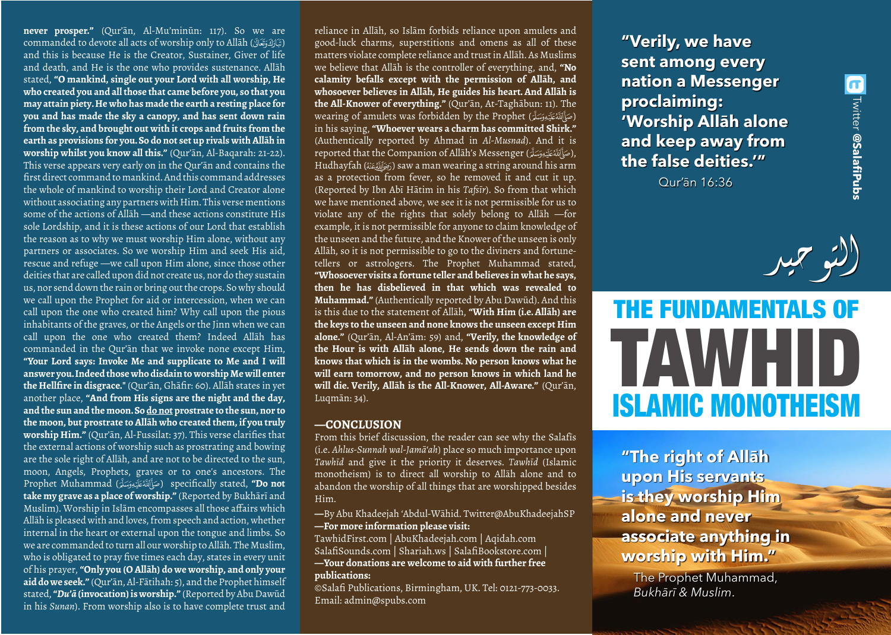**never prosper."** (Qur'ān, Al-Mu'minūn: 117). So we are commanded to devote all acts of worship only to Allāh (تَبَارَكَ وَتَعَالَى) and this is because He is the Creator, Sustainer, Giver of life and death, and He is the one who provides sustenance. Allāh stated, **"O mankind, single out your Lord with all worship, He who created you and all those that came before you, so that you may attain piety. He who has made the earth a resting place for you and has made the sky a canopy, and has sent down rain from the sky, and brought out with it crops and fruits from the earth as provisions for you. So do not set up rivals with Allāh in worship whilst you know all this."** (Qur'ān, Al-Baqarah: 21-22). This verse appears very early on in the Qur'ān and contains the first direct command to mankind. And this command addresses the whole of mankind to worship their Lord and Creator alone without associating any partners with Him. This verse mentions some of the actions of Allāh —and these actions constitute His sole Lordship, and it is these actions of our Lord that establish the reason as to why we must worship Him alone, without any partners or associates. So we worship Him and seek His aid, rescue and refuge —we call upon Him alone, since those other deities that are called upon did not create us, nor do they sustain us, nor send down the rain or bring out the crops. So why should we call upon the Prophet for aid or intercession, when we can call upon the one who created him? Why call upon the pious inhabitants of the graves, or the Angels or the Jinn when we can call upon the one who created them? Indeed Allāh has commanded in the Qur'ān that we invoke none except Him, **"Your Lord says: Invoke Me and supplicate to Me and I will answer you. Indeed those who disdain to worship Me will enter the Hellfire in disgrace."** (Qur'ān, Ghāfir: 60). Allāh states in yet another place, **"And from His signs are the night and the day, and the sun and the moon. So do not prostrate to the sun, nor to the moon, but prostrate to Allāh who created them, if you truly worship Him."** (Qur'ān, Al-Fussilat: 37). This verse clarifies that the external actions of worship such as prostrating and bowing are the sole right of Allāh, and are not to be directed to the sun, moon, Angels, Prophets, graves or to one's ancestors. The Prophet Muhammad (صَلَّى اللَّهُ عَلَيْهِ وَسَلَّمَ) specifically stated, **"Do not take my grave as a place of worship."** (Reported by Bukhārī and Muslim). Worship in Islām encompasses all those affairs which Allāh is pleased with and loves, from speech and action, whether internal in the heart or external upon the tongue and limbs. So we are commanded to turn all our worship to Allāh. The Muslim, who is obligated to pray five times each day, states in every unit of his prayer, **"Only you (O Allāh) do we worship, and only your aid do we seek."** (Qur'ān, Al-Fātihah: 5), and the Prophet himself stated, ***"Du'ā* (invocation) is worship."** (Reported by Abu Dawūd in his *Sunan*). From worship also is to have complete trust and reliance in Allāh, so Islām forbids reliance upon amulets and good-luck charms, superstitions and omens as all of these matters violate complete reliance and trust in Allāh. As Muslims we believe that Allāh is the controller of everything, and, **"No calamity befalls except with the permission of Allāh, and whosoever believes in Allāh, He guides his heart. And Allāh is the All-Knower of everything."** (Qur'ān, At-Taghābun: 11). The wearing of amulets was forbidden by the Prophet (صَلَّى اللَّهُ عَلَيْهِ وَسَلَّمَ) in his saying, **"Whoever wears a charm has committed Shirk."** (Authentically reported by Ahmad in *Al-Musnad*). And it is reported that the Companion of Allāh's Messenger (صَلَّى اللَّهُ عَلَيْهِ وَسَلَّمَ), Hudhayfah (رَضِيَ اللَّهُ عَنْهُ) saw a man wearing a string around his arm as a protection from fever, so he removed it and cut it up. (Reported by Ibn Abī Hātim in his *Tafsīr*). So from that which we have mentioned above, we see it is not permissible for us to violate any of the rights that solely belong to Allāh —for example, it is not permissible for anyone to claim knowledge of the unseen and the future, and the Knower of the unseen is only Allāh, so it is not permissible to go to the diviners and fortune-tellers or astrologers. The Prophet Muhammad stated, **"Whosoever visits a fortune teller and believes in what he says, then he has disbelieved in that which was revealed to Muhammad."** (Authentically reported by Abu Dawūd). And this is this due to the statement of Allāh, **"With Him (i.e. Allāh) are the keys to the unseen and none knows the unseen except Him alone."** (Qur'ān, Al-An'ām: 59) and, **"Verily, the knowledge of the Hour is with Allāh alone, He sends down the rain and knows that which is in the wombs. No person knows what he will earn tomorrow, and no person knows in which land he will die. Verily, Allāh is the All-Knower, All-Aware."** (Qur'ān, Luqmān: 34).

## —CONCLUSION

From this brief discussion, the reader can see why the Salafīs (i.e. *Ahlus-Sunnah wal-Jamā'ah*) place so much importance upon *Tawhīd* and give it the priority it deserves. *Tawhīd* (Islamic monotheism) is to direct all worship to Allāh alone and to abandon the worship of all things that are worshipped besides Him.

—By Abu Khadeejah 'Abdul-Wāhid. Twitter@AbuKhadeejahSP
**—For more information please visit:**
TawhidFirst.com | AbuKhadeejah.com | Aqidah.com
SalafiSounds.com | Shariah.ws | SalafiBookstore.com |
**—Your donations are welcome to aid with further free publications:**
©Salafi Publications, Birmingham, UK. Tel: 0121-773-0033.
Email: admin@spubs.com

**"Verily, we have sent among every nation a Messenger proclaiming: 'Worship Allāh alone and keep away from the false deities.'"**
Qur'ān 16:36

Twitter **@SalafiPubs**

التوحيد

# THE FUNDAMENTALS OF TAWHID ISLAMIC MONOTHEISM

**"The right of Allāh upon His servants is they worship Him alone and never associate anything in worship with Him."**
The Prophet Muhammad, *Bukhārī & Muslim.*